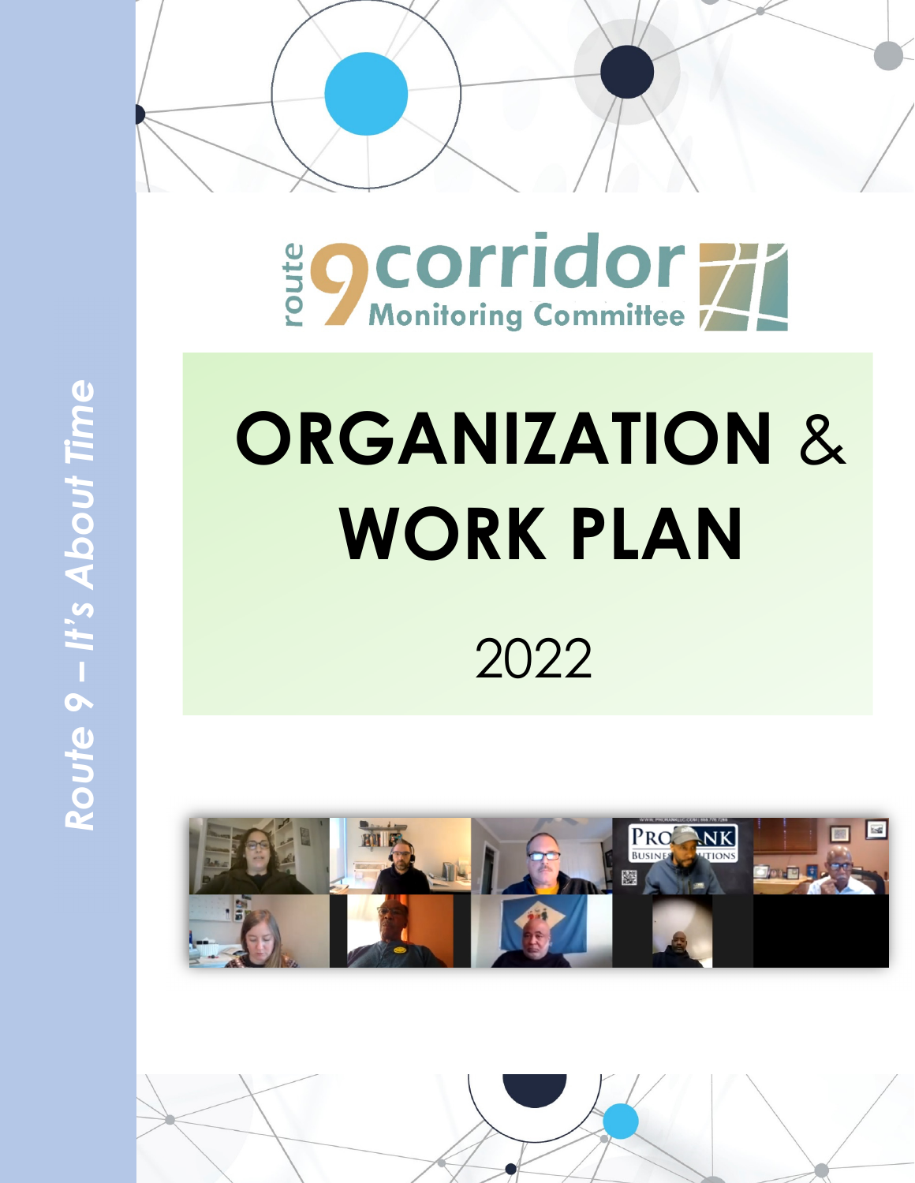route 9 corridor Monitoring Committee

# ORGANIZATION & WORK PLAN

2022

*Route 9 – It's About Time*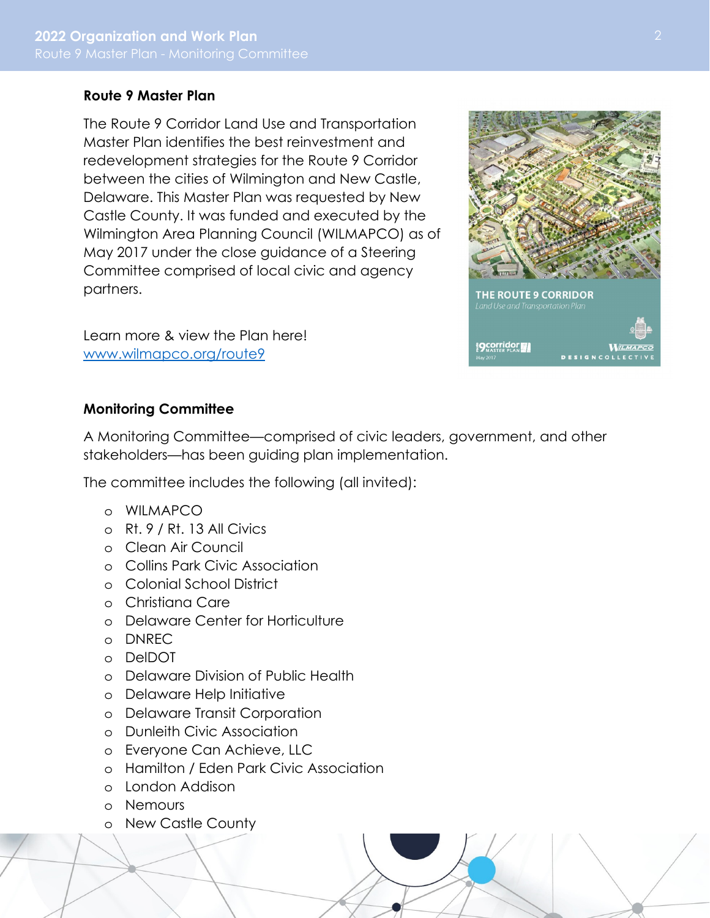## Route 9 Master Plan

The Route 9 Corridor Land Use and Transportation Master Plan identifies the best reinvestment and redevelopment strategies for the Route 9 Corridor between the cities of Wilmington and New Castle, Delaware. This Master Plan was requested by New Castle County. It was funded and executed by the Wilmington Area Planning Council (WILMAPCO) as of May 2017 under the close guidance of a Steering Committee comprised of local civic and agency partners.

Learn more & view the Plan here!
www.wilmapco.org/route9

## Monitoring Committee

A Monitoring Committee—comprised of civic leaders, government, and other stakeholders—has been guiding plan implementation.

The committee includes the following (all invited):

- WILMAPCO
- Rt. 9 / Rt. 13 All Civics
- Clean Air Council
- Collins Park Civic Association
- Colonial School District
- Christiana Care
- Delaware Center for Horticulture
- DNREC
- DelDOT
- Delaware Division of Public Health
- Delaware Help Initiative
- Delaware Transit Corporation
- Dunleith Civic Association
- Everyone Can Achieve, LLC
- Hamilton / Eden Park Civic Association
- London Addison
- Nemours
- New Castle County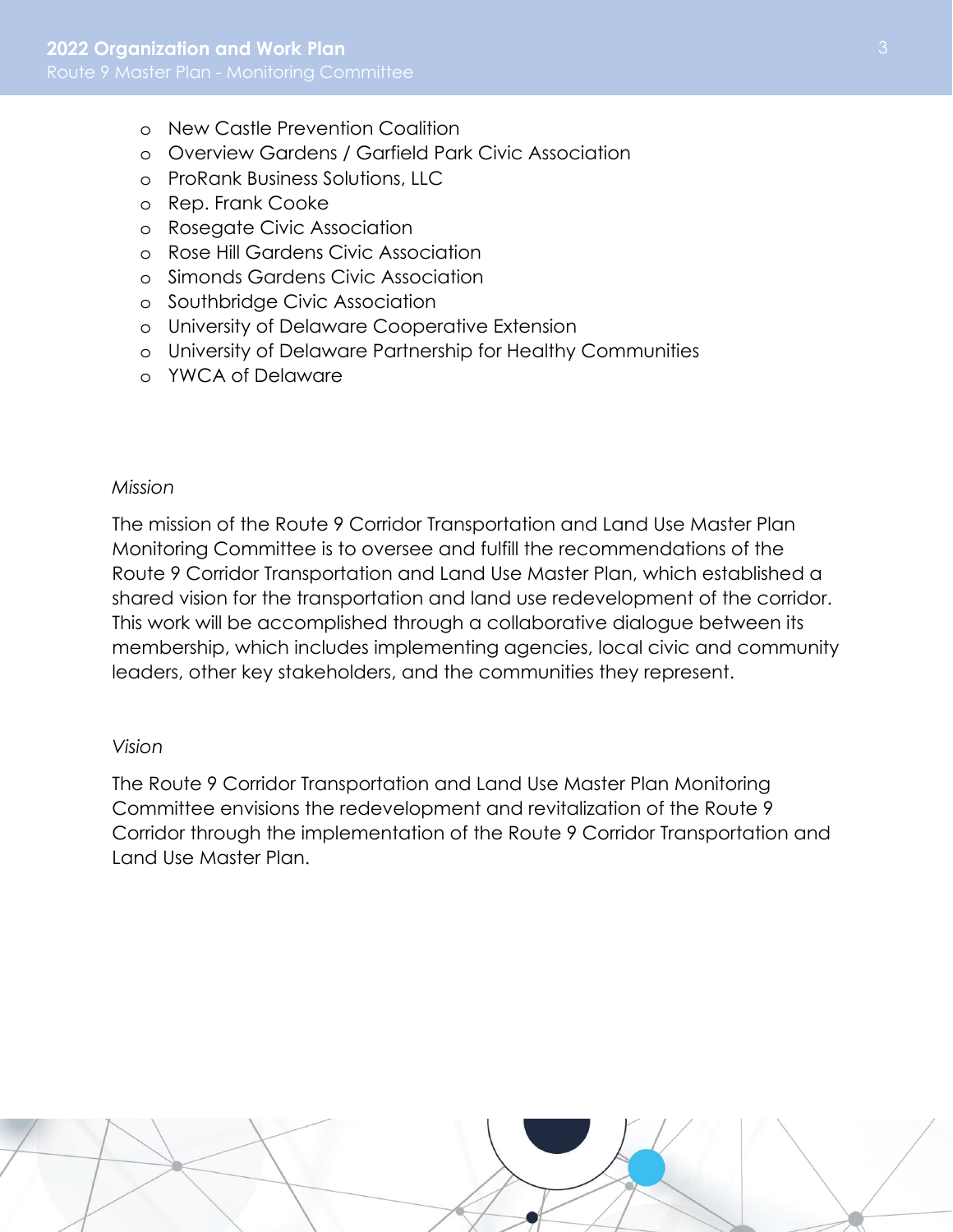- New Castle Prevention Coalition
- Overview Gardens / Garfield Park Civic Association
- ProRank Business Solutions, LLC
- Rep. Frank Cooke
- Rosegate Civic Association
- Rose Hill Gardens Civic Association
- Simonds Gardens Civic Association
- Southbridge Civic Association
- University of Delaware Cooperative Extension
- University of Delaware Partnership for Healthy Communities
- YWCA of Delaware

*Mission*

The mission of the Route 9 Corridor Transportation and Land Use Master Plan Monitoring Committee is to oversee and fulfill the recommendations of the Route 9 Corridor Transportation and Land Use Master Plan, which established a shared vision for the transportation and land use redevelopment of the corridor. This work will be accomplished through a collaborative dialogue between its membership, which includes implementing agencies, local civic and community leaders, other key stakeholders, and the communities they represent.

*Vision*

The Route 9 Corridor Transportation and Land Use Master Plan Monitoring Committee envisions the redevelopment and revitalization of the Route 9 Corridor through the implementation of the Route 9 Corridor Transportation and Land Use Master Plan.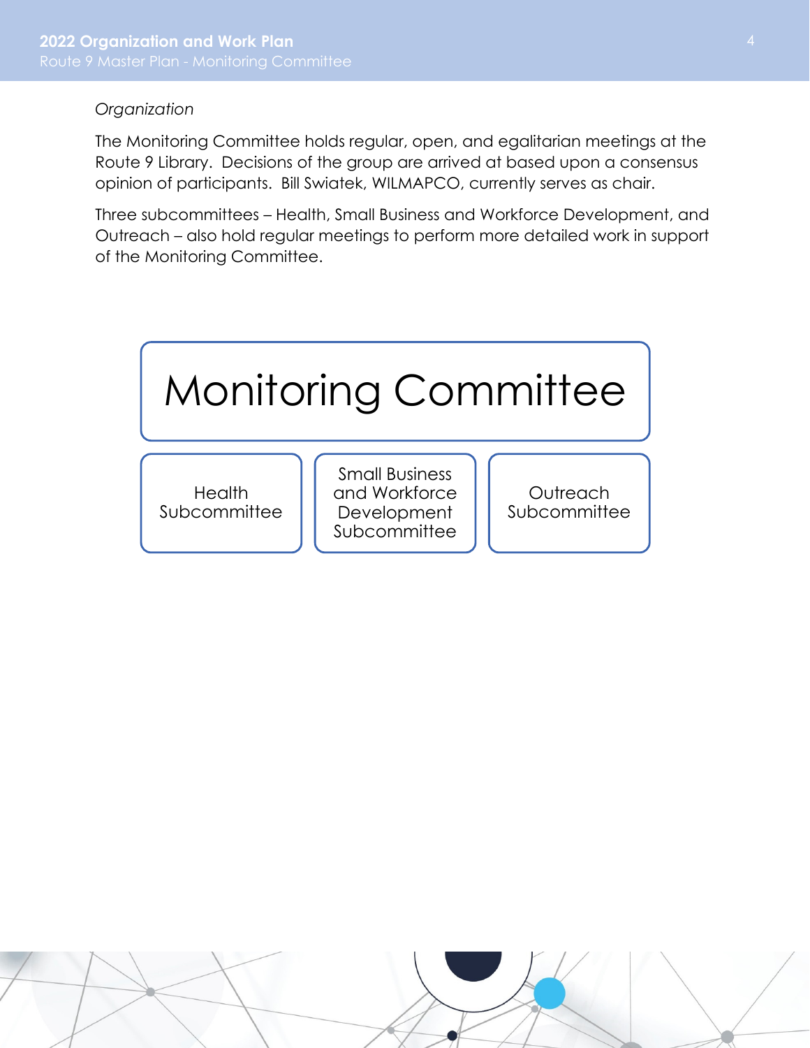*Organization*

The Monitoring Committee holds regular, open, and egalitarian meetings at the Route 9 Library. Decisions of the group are arrived at based upon a consensus opinion of participants. Bill Swiatek, WILMAPCO, currently serves as chair.

Three subcommittees – Health, Small Business and Workforce Development, and Outreach – also hold regular meetings to perform more detailed work in support of the Monitoring Committee.

Monitoring Committee

- Health Subcommittee
- Small Business and Workforce Development Subcommittee
- Outreach Subcommittee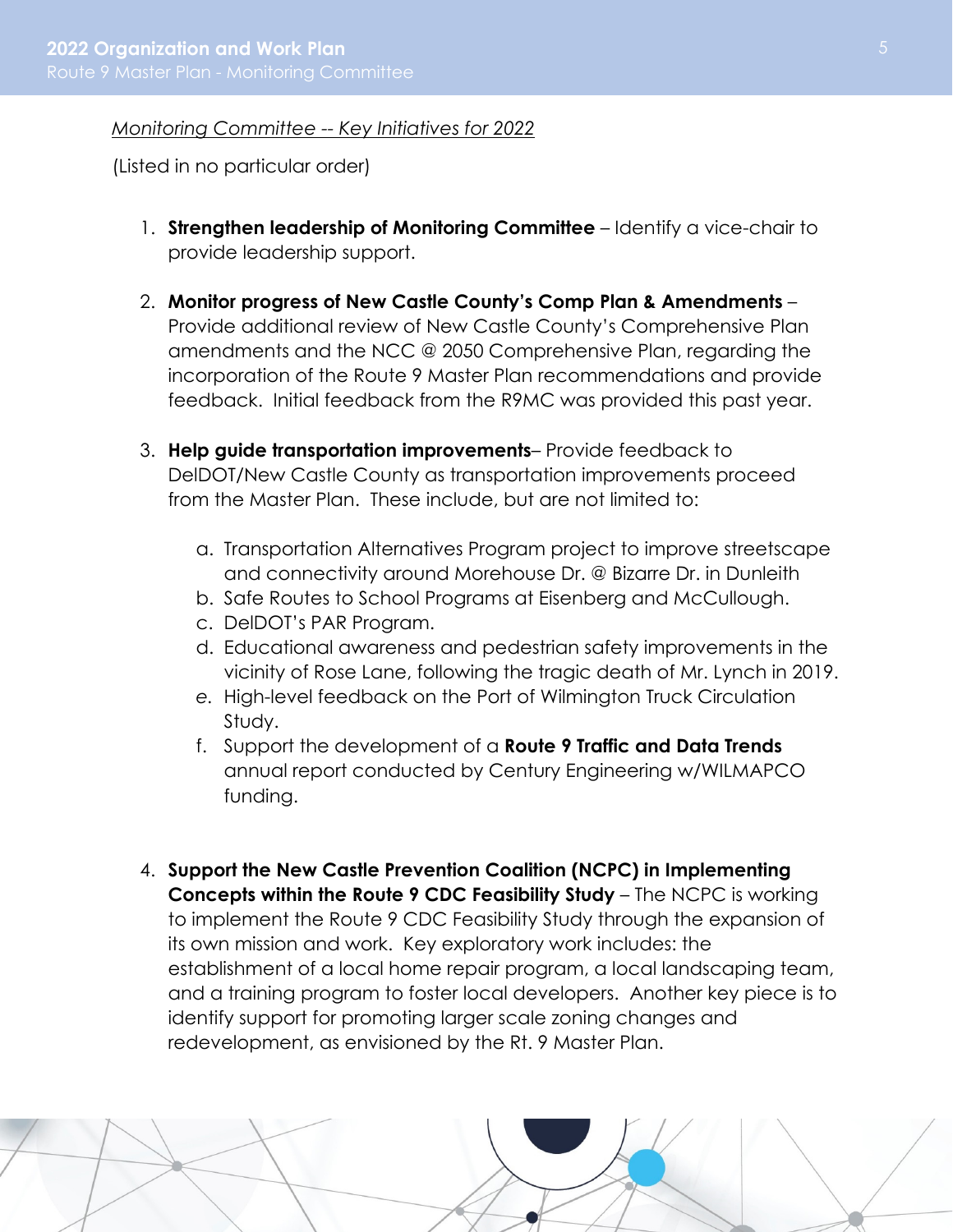*Monitoring Committee -- Key Initiatives for 2022*

(Listed in no particular order)

1. **Strengthen leadership of Monitoring Committee** – Identify a vice-chair to provide leadership support.

2. **Monitor progress of New Castle County's Comp Plan & Amendments** – Provide additional review of New Castle County's Comprehensive Plan amendments and the NCC @ 2050 Comprehensive Plan, regarding the incorporation of the Route 9 Master Plan recommendations and provide feedback. Initial feedback from the R9MC was provided this past year.

3. **Help guide transportation improvements**– Provide feedback to DelDOT/New Castle County as transportation improvements proceed from the Master Plan. These include, but are not limited to:

   a. Transportation Alternatives Program project to improve streetscape and connectivity around Morehouse Dr. @ Bizarre Dr. in Dunleith
   b. Safe Routes to School Programs at Eisenberg and McCullough.
   c. DelDOT's PAR Program.
   d. Educational awareness and pedestrian safety improvements in the vicinity of Rose Lane, following the tragic death of Mr. Lynch in 2019.
   e. High-level feedback on the Port of Wilmington Truck Circulation Study.
   f. Support the development of a **Route 9 Traffic and Data Trends** annual report conducted by Century Engineering w/WILMAPCO funding.

4. **Support the New Castle Prevention Coalition (NCPC) in Implementing Concepts within the Route 9 CDC Feasibility Study** – The NCPC is working to implement the Route 9 CDC Feasibility Study through the expansion of its own mission and work. Key exploratory work includes: the establishment of a local home repair program, a local landscaping team, and a training program to foster local developers. Another key piece is to identify support for promoting larger scale zoning changes and redevelopment, as envisioned by the Rt. 9 Master Plan.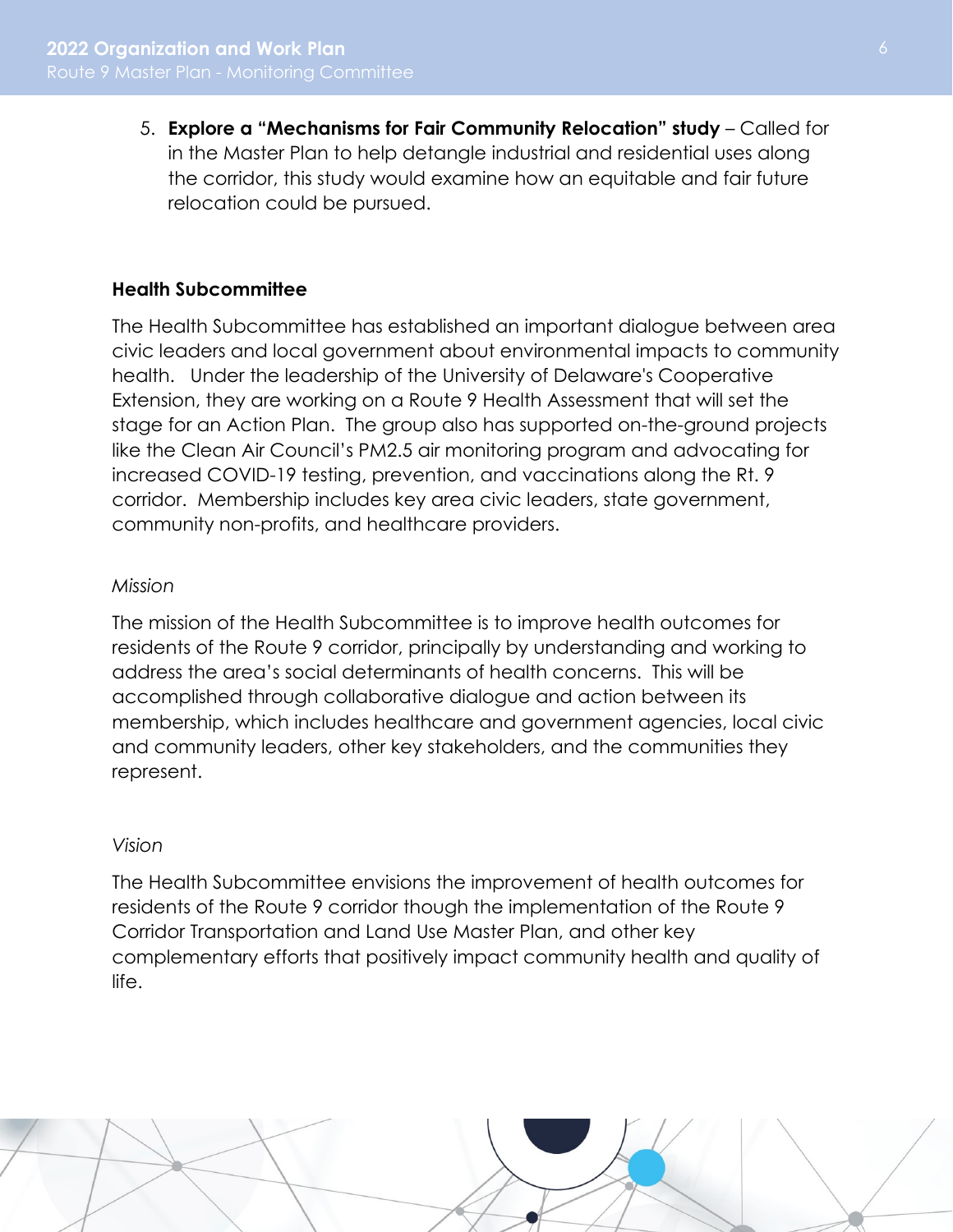5. **Explore a "Mechanisms for Fair Community Relocation" study** – Called for in the Master Plan to help detangle industrial and residential uses along the corridor, this study would examine how an equitable and fair future relocation could be pursued.

**Health Subcommittee**

The Health Subcommittee has established an important dialogue between area civic leaders and local government about environmental impacts to community health. Under the leadership of the University of Delaware's Cooperative Extension, they are working on a Route 9 Health Assessment that will set the stage for an Action Plan. The group also has supported on-the-ground projects like the Clean Air Council's PM2.5 air monitoring program and advocating for increased COVID-19 testing, prevention, and vaccinations along the Rt. 9 corridor. Membership includes key area civic leaders, state government, community non-profits, and healthcare providers.

*Mission*

The mission of the Health Subcommittee is to improve health outcomes for residents of the Route 9 corridor, principally by understanding and working to address the area's social determinants of health concerns. This will be accomplished through collaborative dialogue and action between its membership, which includes healthcare and government agencies, local civic and community leaders, other key stakeholders, and the communities they represent.

*Vision*

The Health Subcommittee envisions the improvement of health outcomes for residents of the Route 9 corridor though the implementation of the Route 9 Corridor Transportation and Land Use Master Plan, and other key complementary efforts that positively impact community health and quality of life.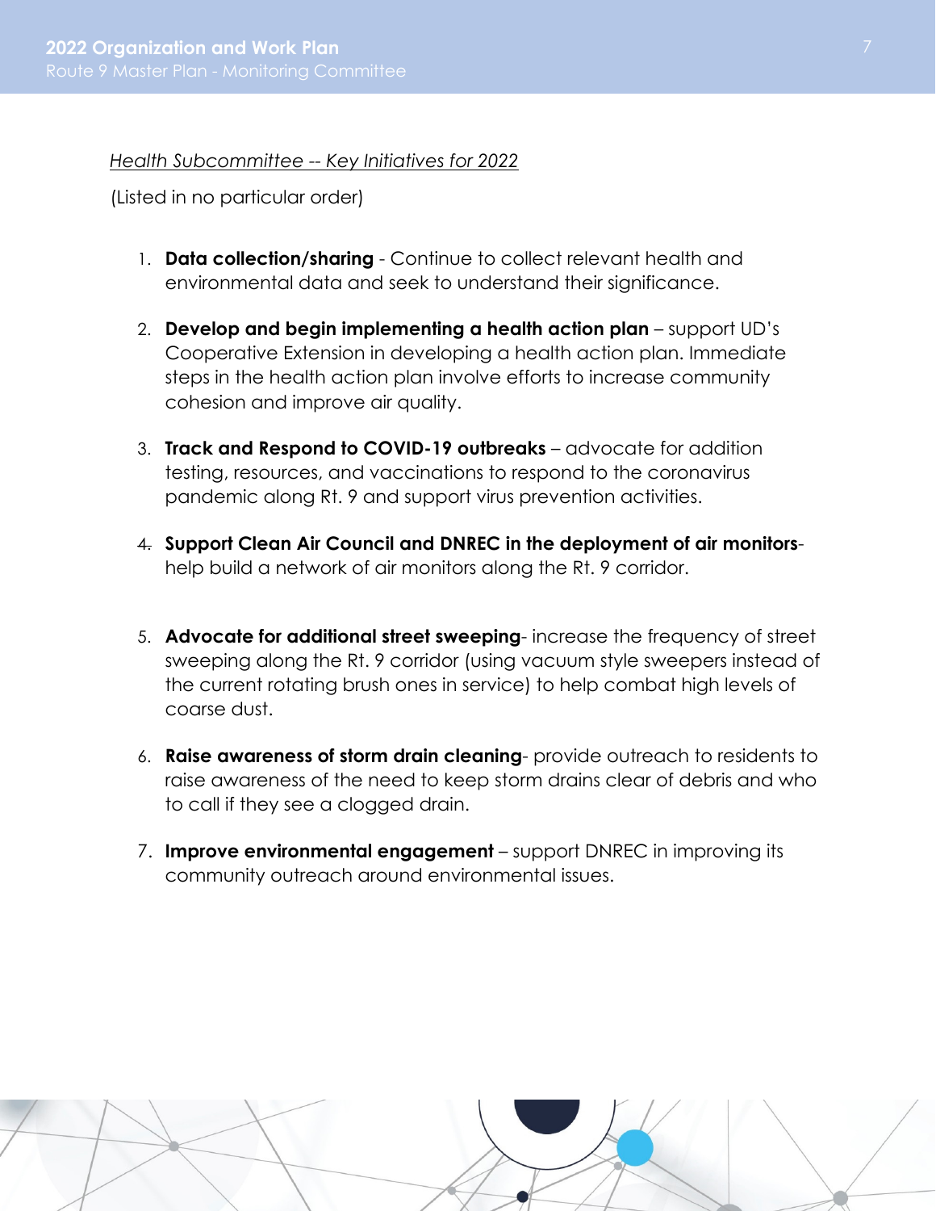*Health Subcommittee -- Key Initiatives for 2022*

(Listed in no particular order)

1. **Data collection/sharing** - Continue to collect relevant health and environmental data and seek to understand their significance.

2. **Develop and begin implementing a health action plan** – support UD's Cooperative Extension in developing a health action plan. Immediate steps in the health action plan involve efforts to increase community cohesion and improve air quality.

3. **Track and Respond to COVID-19 outbreaks** – advocate for addition testing, resources, and vaccinations to respond to the coronavirus pandemic along Rt. 9 and support virus prevention activities.

4. **Support Clean Air Council and DNREC in the deployment of air monitors**- help build a network of air monitors along the Rt. 9 corridor.

5. **Advocate for additional street sweeping**- increase the frequency of street sweeping along the Rt. 9 corridor (using vacuum style sweepers instead of the current rotating brush ones in service) to help combat high levels of coarse dust.

6. **Raise awareness of storm drain cleaning**- provide outreach to residents to raise awareness of the need to keep storm drains clear of debris and who to call if they see a clogged drain.

7. **Improve environmental engagement** – support DNREC in improving its community outreach around environmental issues.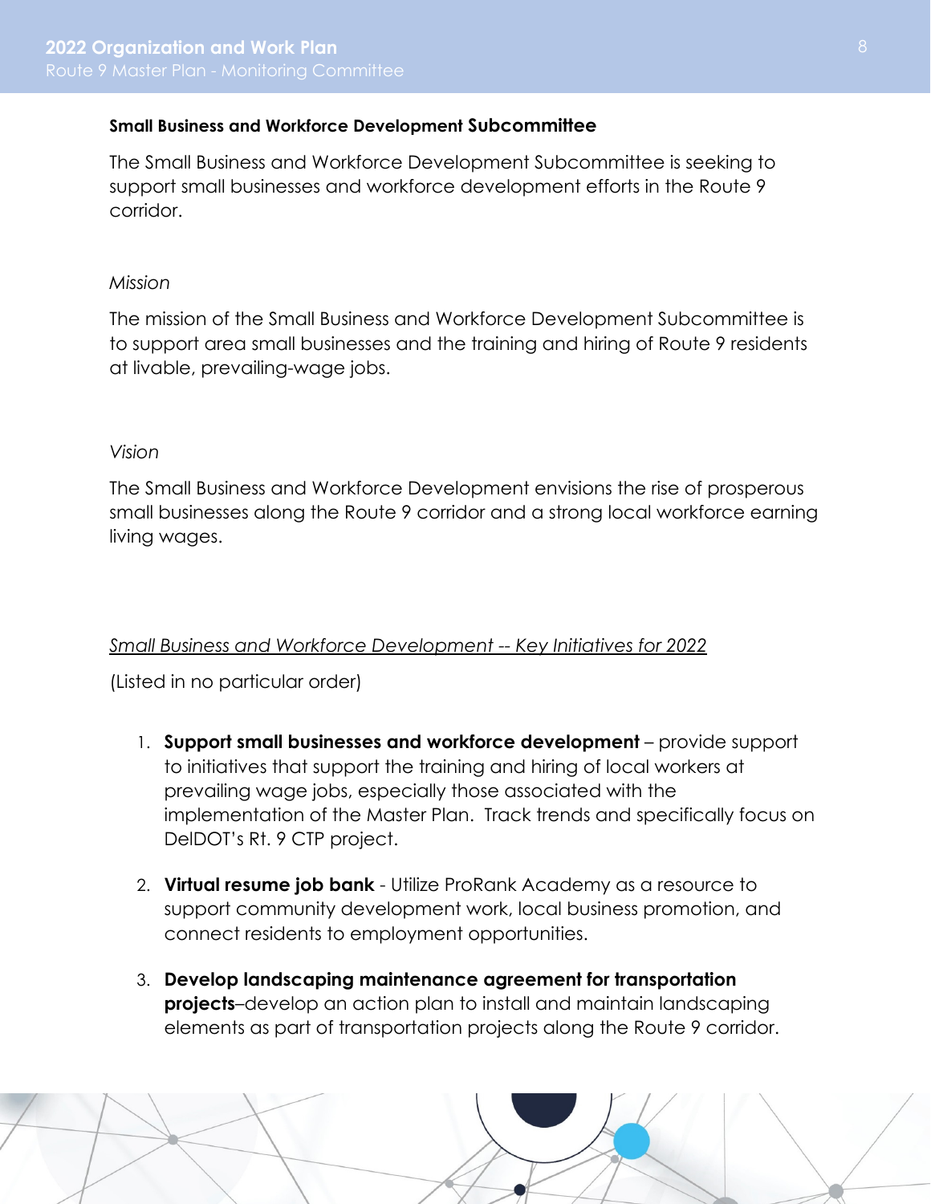**Small Business and Workforce Development Subcommittee**

The Small Business and Workforce Development Subcommittee is seeking to support small businesses and workforce development efforts in the Route 9 corridor.

*Mission*

The mission of the Small Business and Workforce Development Subcommittee is to support area small businesses and the training and hiring of Route 9 residents at livable, prevailing-wage jobs.

*Vision*

The Small Business and Workforce Development envisions the rise of prosperous small businesses along the Route 9 corridor and a strong local workforce earning living wages.

*Small Business and Workforce Development -- Key Initiatives for 2022*

(Listed in no particular order)

1. **Support small businesses and workforce development** – provide support to initiatives that support the training and hiring of local workers at prevailing wage jobs, especially those associated with the implementation of the Master Plan. Track trends and specifically focus on DelDOT's Rt. 9 CTP project.
2. **Virtual resume job bank** - Utilize ProRank Academy as a resource to support community development work, local business promotion, and connect residents to employment opportunities.
3. **Develop landscaping maintenance agreement for transportation projects**–develop an action plan to install and maintain landscaping elements as part of transportation projects along the Route 9 corridor.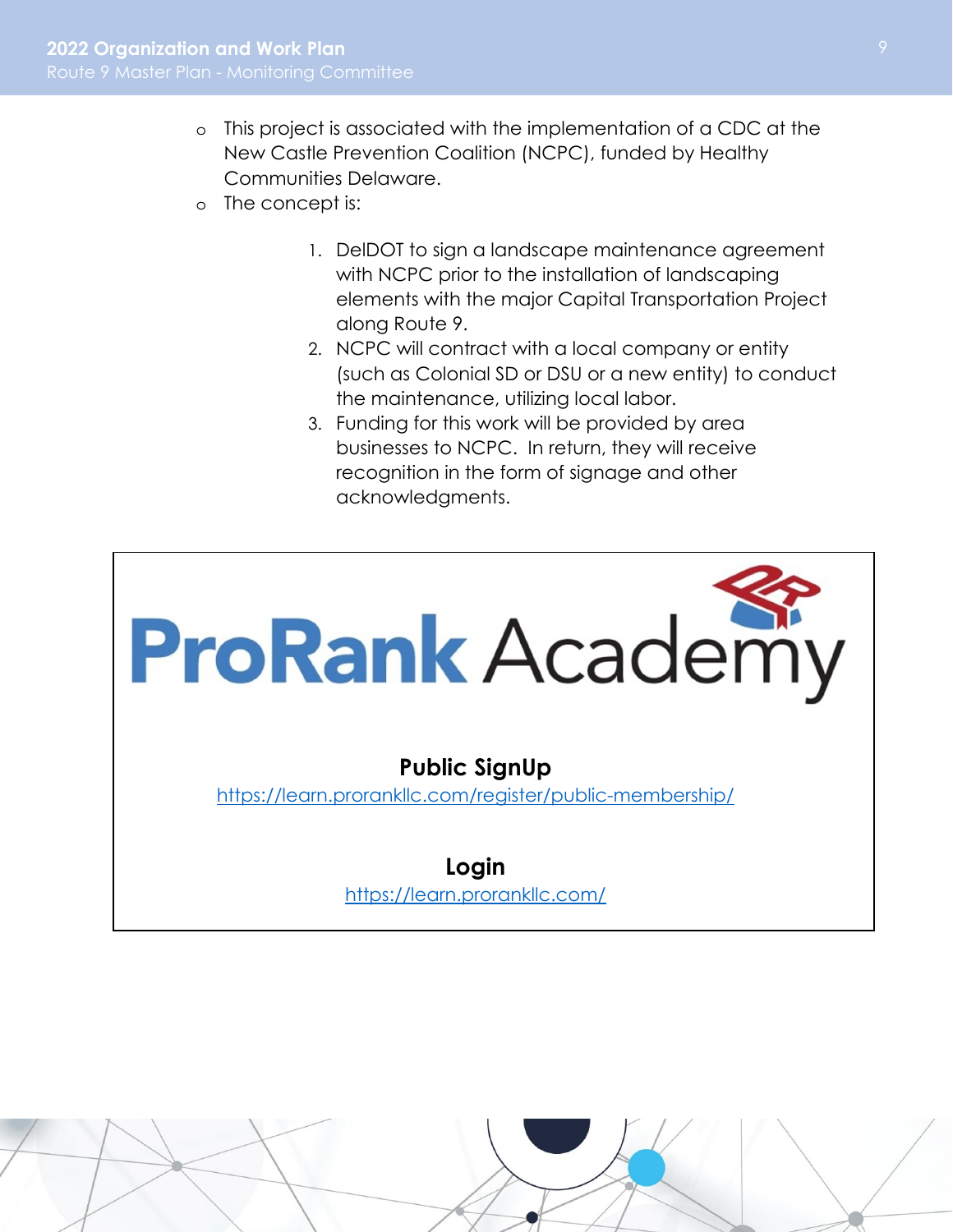- This project is associated with the implementation of a CDC at the New Castle Prevention Coalition (NCPC), funded by Healthy Communities Delaware.
- The concept is:

  1. DelDOT to sign a landscape maintenance agreement with NCPC prior to the installation of landscaping elements with the major Capital Transportation Project along Route 9.
  2. NCPC will contract with a local company or entity (such as Colonial SD or DSU or a new entity) to conduct the maintenance, utilizing local labor.
  3. Funding for this work will be provided by area businesses to NCPC. In return, they will receive recognition in the form of signage and other acknowledgments.

ProRank Academy

**Public SignUp**

https://learn.proranklc.com/register/public-membership/

**Login**

https://learn.proranklc.com/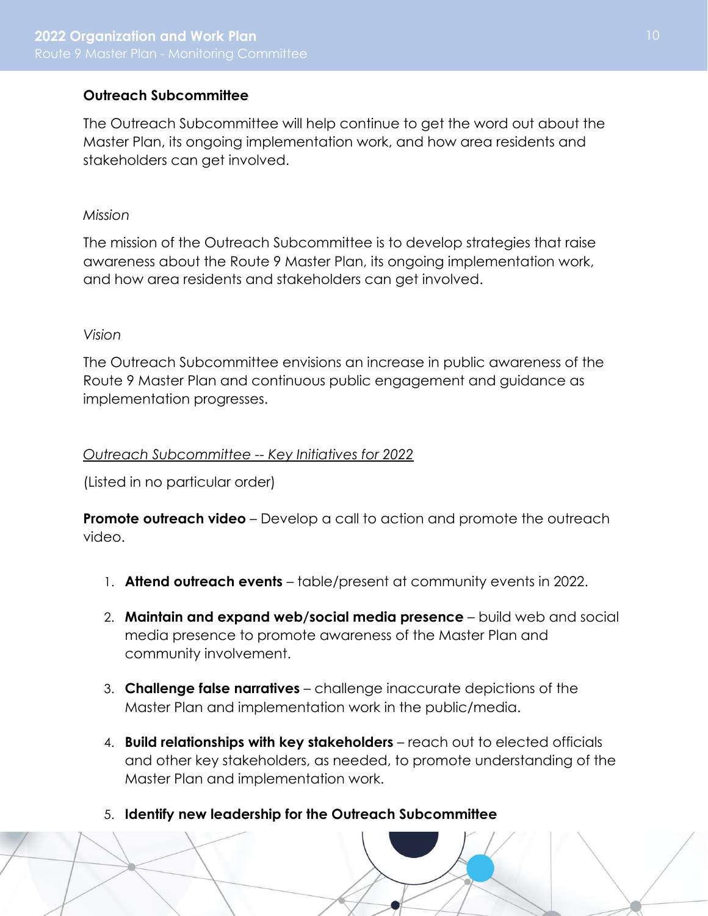### Outreach Subcommittee

The Outreach Subcommittee will help continue to get the word out about the Master Plan, its ongoing implementation work, and how area residents and stakeholders can get involved.

*Mission*

The mission of the Outreach Subcommittee is to develop strategies that raise awareness about the Route 9 Master Plan, its ongoing implementation work, and how area residents and stakeholders can get involved.

*Vision*

The Outreach Subcommittee envisions an increase in public awareness of the Route 9 Master Plan and continuous public engagement and guidance as implementation progresses.

*Outreach Subcommittee -- Key Initiatives for 2022*

(Listed in no particular order)

**Promote outreach video** – Develop a call to action and promote the outreach video.

1. **Attend outreach events** – table/present at community events in 2022.
2. **Maintain and expand web/social media presence** – build web and social media presence to promote awareness of the Master Plan and community involvement.
3. **Challenge false narratives** – challenge inaccurate depictions of the Master Plan and implementation work in the public/media.
4. **Build relationships with key stakeholders** – reach out to elected officials and other key stakeholders, as needed, to promote understanding of the Master Plan and implementation work.
5. **Identify new leadership for the Outreach Subcommittee**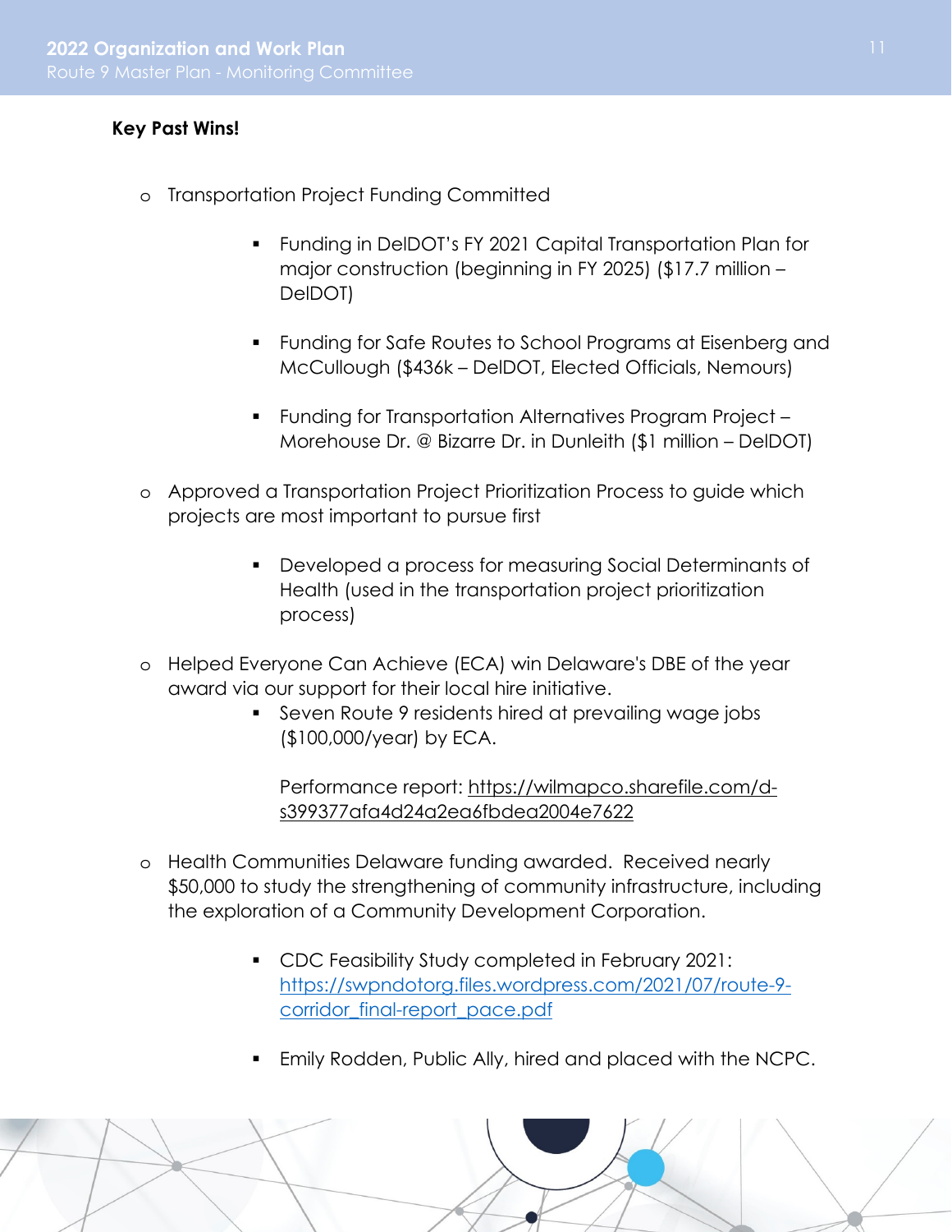**Key Past Wins!**

- Transportation Project Funding Committed
    - Funding in DelDOT's FY 2021 Capital Transportation Plan for major construction (beginning in FY 2025) ($17.7 million – DelDOT)
    - Funding for Safe Routes to School Programs at Eisenberg and McCullough ($436k – DelDOT, Elected Officials, Nemours)
    - Funding for Transportation Alternatives Program Project – Morehouse Dr. @ Bizarre Dr. in Dunleith ($1 million – DelDOT)
- Approved a Transportation Project Prioritization Process to guide which projects are most important to pursue first
    - Developed a process for measuring Social Determinants of Health (used in the transportation project prioritization process)
- Helped Everyone Can Achieve (ECA) win Delaware's DBE of the year award via our support for their local hire initiative.
    - Seven Route 9 residents hired at prevailing wage jobs ($100,000/year) by ECA.

      Performance report: https://wilmapco.sharefile.com/d-s399377afa4d24a2ea6fbdea2004e7622
- Health Communities Delaware funding awarded. Received nearly $50,000 to study the strengthening of community infrastructure, including the exploration of a Community Development Corporation.
    - CDC Feasibility Study completed in February 2021: https://swpndotorg.files.wordpress.com/2021/07/route-9-corridor_final-report_pace.pdf
    - Emily Rodden, Public Ally, hired and placed with the NCPC.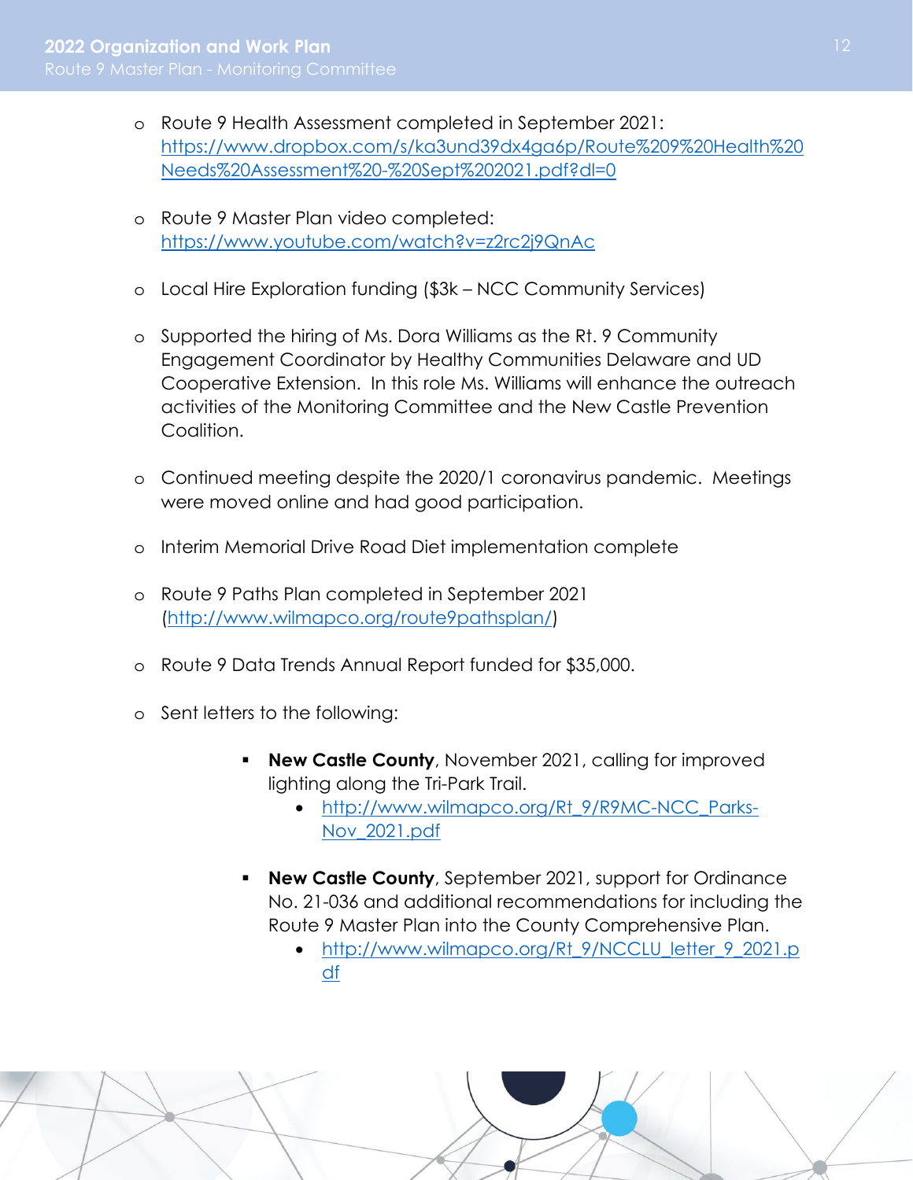- Route 9 Health Assessment completed in September 2021: https://www.dropbox.com/s/ka3und39dx4ga6p/Route%209%20Health%20Needs%20Assessment%20-%20Sept%202021.pdf?dl=0

- Route 9 Master Plan video completed: https://www.youtube.com/watch?v=z2rc2j9QnAc

- Local Hire Exploration funding ($3k – NCC Community Services)

- Supported the hiring of Ms. Dora Williams as the Rt. 9 Community Engagement Coordinator by Healthy Communities Delaware and UD Cooperative Extension. In this role Ms. Williams will enhance the outreach activities of the Monitoring Committee and the New Castle Prevention Coalition.

- Continued meeting despite the 2020/1 coronavirus pandemic. Meetings were moved online and had good participation.

- Interim Memorial Drive Road Diet implementation complete

- Route 9 Paths Plan completed in September 2021 (http://www.wilmapco.org/route9pathsplan/)

- Route 9 Data Trends Annual Report funded for $35,000.

- Sent letters to the following:

  - **New Castle County**, November 2021, calling for improved lighting along the Tri-Park Trail.
    - http://www.wilmapco.org/Rt_9/R9MC-NCC_Parks-Nov_2021.pdf

  - **New Castle County**, September 2021, support for Ordinance No. 21-036 and additional recommendations for including the Route 9 Master Plan into the County Comprehensive Plan.
    - http://www.wilmapco.org/Rt_9/NCCLU_letter_9_2021.pdf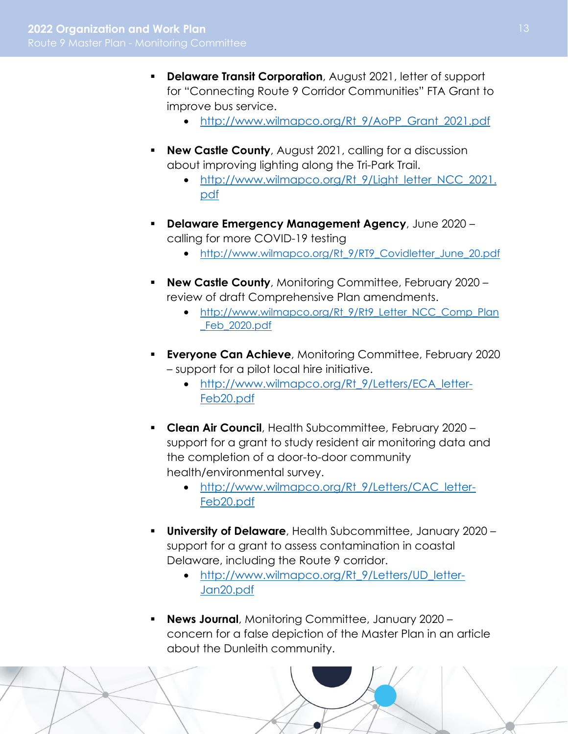- **Delaware Transit Corporation**, August 2021, letter of support for "Connecting Route 9 Corridor Communities" FTA Grant to improve bus service.
  - http://www.wilmapco.org/Rt_9/AoPP_Grant_2021.pdf

- **New Castle County**, August 2021, calling for a discussion about improving lighting along the Tri-Park Trail.
  - http://www.wilmapco.org/Rt_9/Light_letter_NCC_2021.pdf

- **Delaware Emergency Management Agency**, June 2020 – calling for more COVID-19 testing
  - http://www.wilmapco.org/Rt_9/RT9_Covidletter_June_20.pdf

- **New Castle County**, Monitoring Committee, February 2020 – review of draft Comprehensive Plan amendments.
  - http://www.wilmapco.org/Rt_9/Rt9_Letter_NCC_Comp_Plan_Feb_2020.pdf

- **Everyone Can Achieve**, Monitoring Committee, February 2020 – support for a pilot local hire initiative.
  - http://www.wilmapco.org/Rt_9/Letters/ECA_letter-Feb20.pdf

- **Clean Air Council**, Health Subcommittee, February 2020 – support for a grant to study resident air monitoring data and the completion of a door-to-door community health/environmental survey.
  - http://www.wilmapco.org/Rt_9/Letters/CAC_letter-Feb20.pdf

- **University of Delaware**, Health Subcommittee, January 2020 – support for a grant to assess contamination in coastal Delaware, including the Route 9 corridor.
  - http://www.wilmapco.org/Rt_9/Letters/UD_letter-Jan20.pdf

- **News Journal**, Monitoring Committee, January 2020 – concern for a false depiction of the Master Plan in an article about the Dunleith community.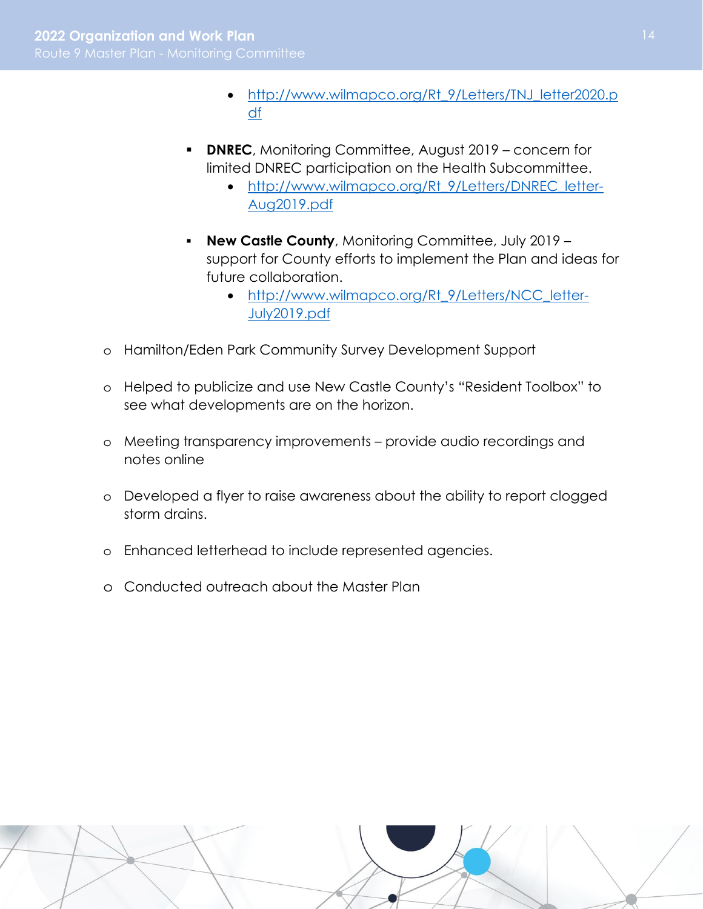- http://www.wilmapco.org/Rt_9/Letters/TNJ_letter2020.pdf

        - **DNREC**, Monitoring Committee, August 2019 – concern for limited DNREC participation on the Health Subcommittee.
            - http://www.wilmapco.org/Rt_9/Letters/DNREC_letter-Aug2019.pdf

        - **New Castle County**, Monitoring Committee, July 2019 – support for County efforts to implement the Plan and ideas for future collaboration.
            - http://www.wilmapco.org/Rt_9/Letters/NCC_letter-July2019.pdf

    - Hamilton/Eden Park Community Survey Development Support

    - Helped to publicize and use New Castle County's "Resident Toolbox" to see what developments are on the horizon.

    - Meeting transparency improvements – provide audio recordings and notes online

    - Developed a flyer to raise awareness about the ability to report clogged storm drains.

    - Enhanced letterhead to include represented agencies.

    - Conducted outreach about the Master Plan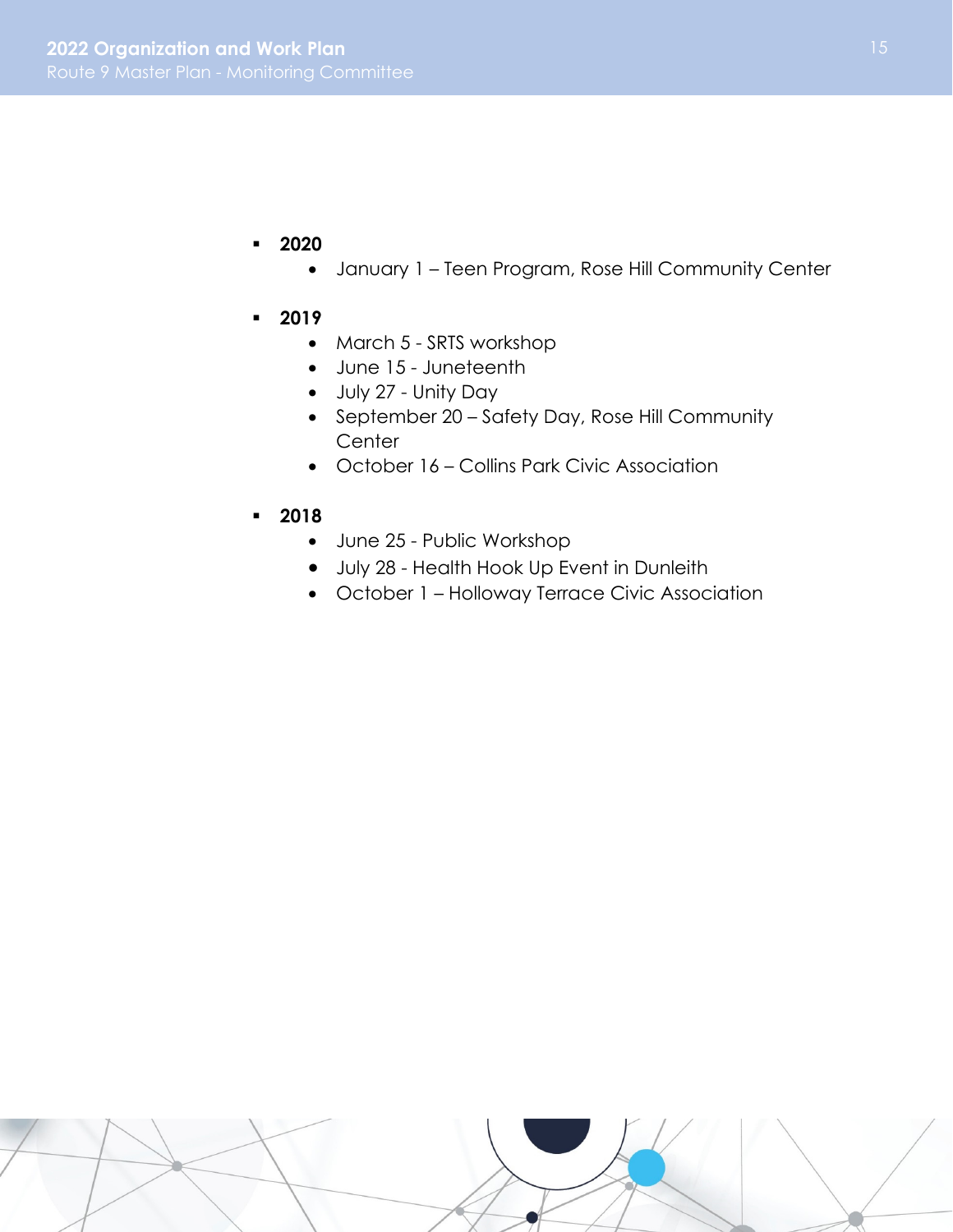- **2020**
  - January 1 – Teen Program, Rose Hill Community Center

- **2019**
  - March 5 - SRTS workshop
  - June 15 - Juneteenth
  - July 27 - Unity Day
  - September 20 – Safety Day, Rose Hill Community Center
  - October 16 – Collins Park Civic Association

- **2018**
  - June 25 - Public Workshop
  - July 28 - Health Hook Up Event in Dunleith
  - October 1 – Holloway Terrace Civic Association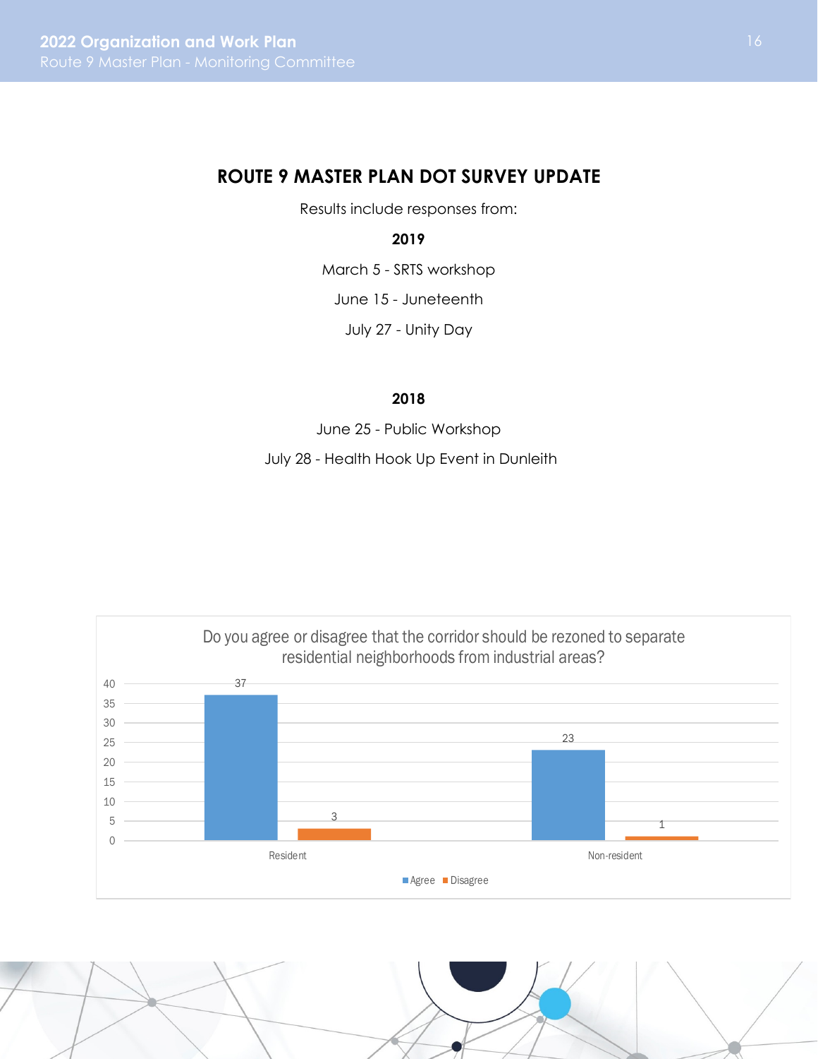## ROUTE 9 MASTER PLAN DOT SURVEY UPDATE

Results include responses from:

**2019**

March 5 - SRTS workshop

June 15 - Juneteenth

July 27 - Unity Day

**2018**

June 25 - Public Workshop

July 28 - Health Hook Up Event in Dunleith

Do you agree or disagree that the corridor should be rezoned to separate residential neighborhoods from industrial areas?

| | Agree | Disagree |
|---|---|---|
| Resident | 37 | 3 |
| Non-resident | 23 | 1 |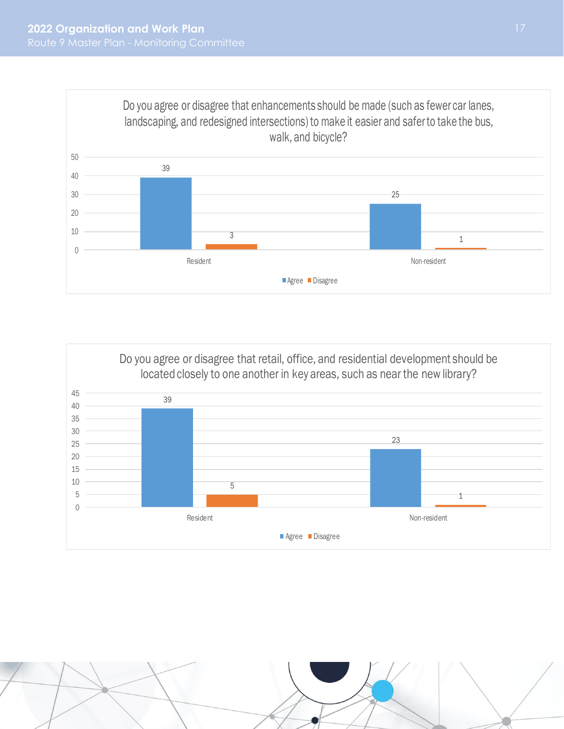Do you agree or disagree that enhancements should be made (such as fewer car lanes, landscaping, and redesigned intersections) to make it easier and safer to take the bus, walk, and bicycle?

50
40
30
20
10
0

39
3
25
1

Resident
Non-resident

Agree
Disagree

Do you agree or disagree that retail, office, and residential development should be located closely to one another in key areas, such as near the new library?

45
40
35
30
25
20
15
10
5
0

39
5
23
1

Resident
Non-resident

Agree
Disagree